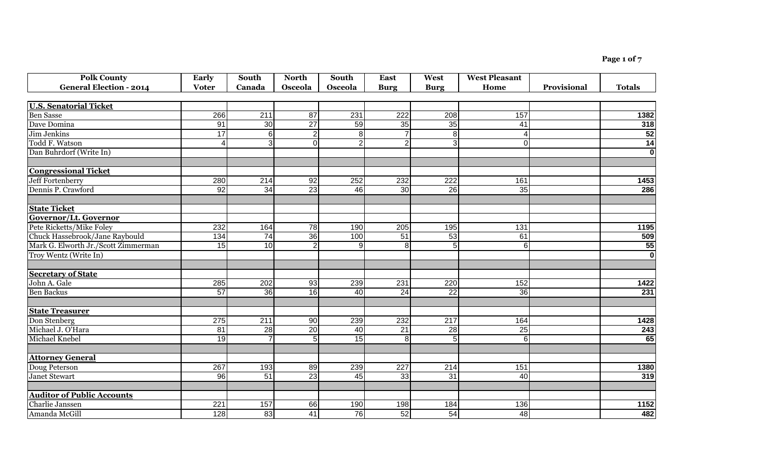| Polk County General Election - 2014 | Early Voter | South Canada | North Osceola | South Osceola | East Burg | West Burg | West Pleasant Home | Provisional | Totals |
|---|---|---|---|---|---|---|---|---|---|
| **U.S. Senatorial Ticket** | | | | | | | | | |
| Ben Sasse | 266 | 211 | 87 | 231 | 222 | 208 | 157 | | **1382** |
| Dave Domina | 91 | 30 | 27 | 59 | 35 | 35 | 41 | | **318** |
| Jim Jenkins | 17 | 6 | 2 | 8 | 7 | 8 | 4 | | **52** |
| Todd F. Watson | 4 | 3 | 0 | 2 | 2 | 3 | 0 | | **14** |
| Dan Buhrdorf (Write In) | | | | | | | | | **0** |
| | | | | | | | | | |
| **Congressional Ticket** | | | | | | | | | |
| Jeff Fortenberry | 280 | 214 | 92 | 252 | 232 | 222 | 161 | | **1453** |
| Dennis P. Crawford | 92 | 34 | 23 | 46 | 30 | 26 | 35 | | **286** |
| | | | | | | | | | |
| **State Ticket** | | | | | | | | | |
| **Governor/Lt. Governor** | | | | | | | | | |
| Pete Ricketts/Mike Foley | 232 | 164 | 78 | 190 | 205 | 195 | 131 | | **1195** |
| Chuck Hassebrook/Jane Raybould | 134 | 74 | 36 | 100 | 51 | 53 | 61 | | **509** |
| Mark G. Elworth Jr./Scott Zimmerman | 15 | 10 | 2 | 9 | 8 | 5 | 6 | | **55** |
| Troy Wentz (Write In) | | | | | | | | | **0** |
| | | | | | | | | | |
| **Secretary of State** | | | | | | | | | |
| John A. Gale | 285 | 202 | 93 | 239 | 231 | 220 | 152 | | **1422** |
| Ben Backus | 57 | 36 | 16 | 40 | 24 | 22 | 36 | | **231** |
| | | | | | | | | | |
| **State Treasurer** | | | | | | | | | |
| Don Stenberg | 275 | 211 | 90 | 239 | 232 | 217 | 164 | | **1428** |
| Michael J. O'Hara | 81 | 28 | 20 | 40 | 21 | 28 | 25 | | **243** |
| Michael Knebel | 19 | 7 | 5 | 15 | 8 | 5 | 6 | | **65** |
| | | | | | | | | | |
| **Attorney General** | | | | | | | | | |
| Doug Peterson | 267 | 193 | 89 | 239 | 227 | 214 | 151 | | **1380** |
| Janet Stewart | 96 | 51 | 23 | 45 | 33 | 31 | 40 | | **319** |
| | | | | | | | | | |
| **Auditor of Public Accounts** | | | | | | | | | |
| Charlie Janssen | 221 | 157 | 66 | 190 | 198 | 184 | 136 | | **1152** |
| Amanda McGill | 128 | 83 | 41 | 76 | 52 | 54 | 48 | | **482** |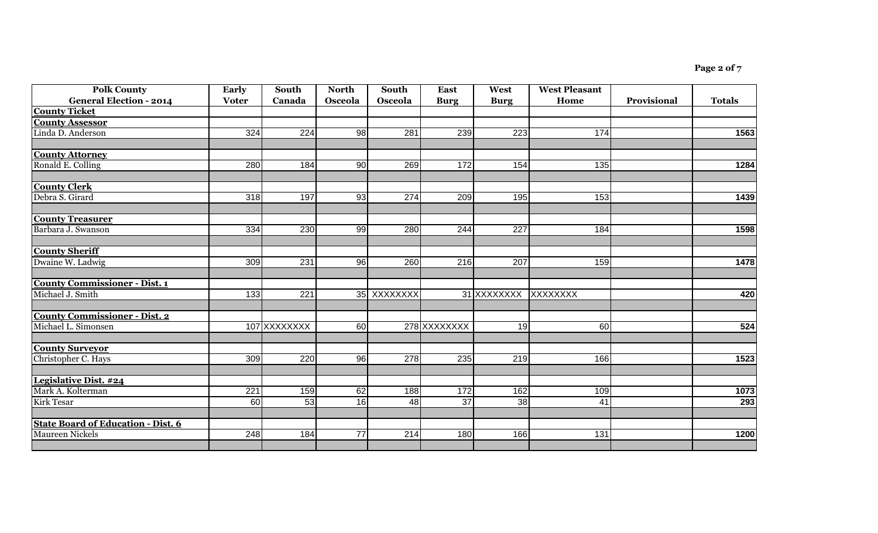| Polk County General Election - 2014 | Early Voter | South Canada | North Osceola | South Osceola | East Burg | West Burg | West Pleasant Home | Provisional | Totals |
|---|---|---|---|---|---|---|---|---|---|
| **County Ticket** | | | | | | | | | |
| **County Assessor** | | | | | | | | | |
| Linda D. Anderson | 324 | 224 | 98 | 281 | 239 | 223 | 174 | | **1563** |
| | | | | | | | | | |
| **County Attorney** | | | | | | | | | |
| Ronald E. Colling | 280 | 184 | 90 | 269 | 172 | 154 | 135 | | **1284** |
| | | | | | | | | | |
| **County Clerk** | | | | | | | | | |
| Debra S. Girard | 318 | 197 | 93 | 274 | 209 | 195 | 153 | | **1439** |
| | | | | | | | | | |
| **County Treasurer** | | | | | | | | | |
| Barbara J. Swanson | 334 | 230 | 99 | 280 | 244 | 227 | 184 | | **1598** |
| | | | | | | | | | |
| **County Sheriff** | | | | | | | | | |
| Dwaine W. Ladwig | 309 | 231 | 96 | 260 | 216 | 207 | 159 | | **1478** |
| | | | | | | | | | |
| **County Commissioner - Dist. 1** | | | | | | | | | |
| Michael J. Smith | 133 | 221 | 35 | XXXXXXXX | 31 | XXXXXXXX | XXXXXXXX | | **420** |
| | | | | | | | | | |
| **County Commissioner - Dist. 2** | | | | | | | | | |
| Michael L. Simonsen | 107 | XXXXXXXX | 60 | 278 | XXXXXXXX | 19 | 60 | | **524** |
| | | | | | | | | | |
| **County Surveyor** | | | | | | | | | |
| Christopher C. Hays | 309 | 220 | 96 | 278 | 235 | 219 | 166 | | **1523** |
| | | | | | | | | | |
| **Legislative Dist. #24** | | | | | | | | | |
| Mark A. Kolterman | 221 | 159 | 62 | 188 | 172 | 162 | 109 | | **1073** |
| Kirk Tesar | 60 | 53 | 16 | 48 | 37 | 38 | 41 | | **293** |
| | | | | | | | | | |
| **State Board of Education - Dist. 6** | | | | | | | | | |
| Maureen Nickels | 248 | 184 | 77 | 214 | 180 | 166 | 131 | | **1200** |
| | | | | | | | | | |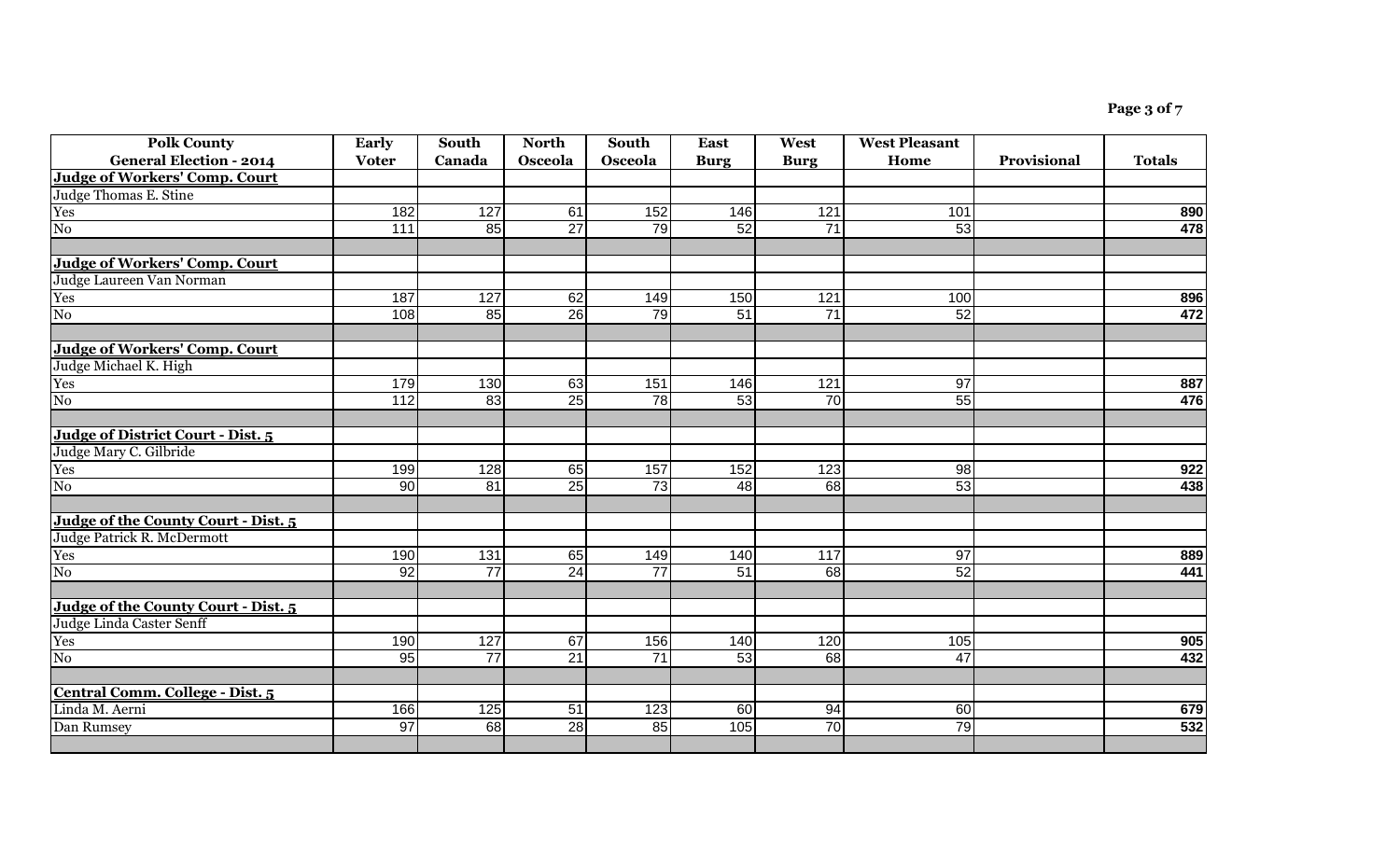| Polk County General Election - 2014 | Early Voter | South Canada | North Osceola | South Osceola | East Burg | West Burg | West Pleasant Home | Provisional | Totals |
|---|---|---|---|---|---|---|---|---|---|
| **Judge of Workers' Comp. Court** | | | | | | | | | |
| Judge Thomas E. Stine | | | | | | | | | |
| Yes | 182 | 127 | 61 | 152 | 146 | 121 | 101 | | **890** |
| No | 111 | 85 | 27 | 79 | 52 | 71 | 53 | | **478** |
| | | | | | | | | | |
| **Judge of Workers' Comp. Court** | | | | | | | | | |
| Judge Laureen Van Norman | | | | | | | | | |
| Yes | 187 | 127 | 62 | 149 | 150 | 121 | 100 | | **896** |
| No | 108 | 85 | 26 | 79 | 51 | 71 | 52 | | **472** |
| | | | | | | | | | |
| **Judge of Workers' Comp. Court** | | | | | | | | | |
| Judge Michael K. High | | | | | | | | | |
| Yes | 179 | 130 | 63 | 151 | 146 | 121 | 97 | | **887** |
| No | 112 | 83 | 25 | 78 | 53 | 70 | 55 | | **476** |
| | | | | | | | | | |
| **Judge of District Court - Dist. 5** | | | | | | | | | |
| Judge Mary C. Gilbride | | | | | | | | | |
| Yes | 199 | 128 | 65 | 157 | 152 | 123 | 98 | | **922** |
| No | 90 | 81 | 25 | 73 | 48 | 68 | 53 | | **438** |
| | | | | | | | | | |
| **Judge of the County Court - Dist. 5** | | | | | | | | | |
| Judge Patrick R. McDermott | | | | | | | | | |
| Yes | 190 | 131 | 65 | 149 | 140 | 117 | 97 | | **889** |
| No | 92 | 77 | 24 | 77 | 51 | 68 | 52 | | **441** |
| | | | | | | | | | |
| **Judge of the County Court - Dist. 5** | | | | | | | | | |
| Judge Linda Caster Senff | | | | | | | | | |
| Yes | 190 | 127 | 67 | 156 | 140 | 120 | 105 | | **905** |
| No | 95 | 77 | 21 | 71 | 53 | 68 | 47 | | **432** |
| | | | | | | | | | |
| **Central Comm. College - Dist. 5** | | | | | | | | | |
| Linda M. Aerni | 166 | 125 | 51 | 123 | 60 | 94 | 60 | | **679** |
| Dan Rumsey | 97 | 68 | 28 | 85 | 105 | 70 | 79 | | **532** |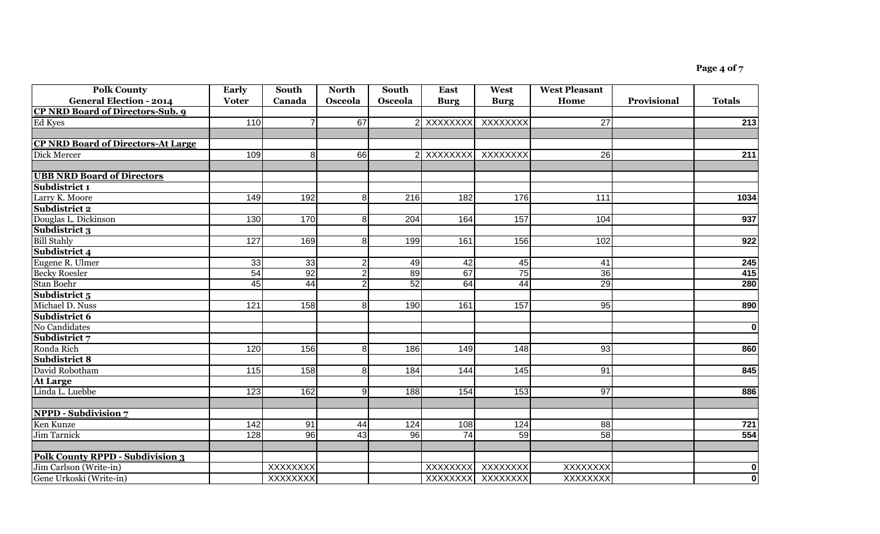| Polk County General Election - 2014 | Early Voter | South Canada | North Osceola | South Osceola | East Burg | West Burg | West Pleasant Home | Provisional | Totals |
|---|---|---|---|---|---|---|---|---|---|
| **CP NRD Board of Directors-Sub. 9** | | | | | | | | | |
| Ed Kyes | 110 | 7 | 67 | 2 | XXXXXXXX | XXXXXXXX | 27 | | **213** |
| | | | | | | | | | |
| **CP NRD Board of Directors-At Large** | | | | | | | | | |
| Dick Mercer | 109 | 8 | 66 | 2 | XXXXXXXX | XXXXXXXX | 26 | | **211** |
| | | | | | | | | | |
| **UBB NRD Board of Directors** | | | | | | | | | |
| **Subdistrict 1** | | | | | | | | | |
| Larry K. Moore | 149 | 192 | 8 | 216 | 182 | 176 | 111 | | **1034** |
| **Subdistrict 2** | | | | | | | | | |
| Douglas L. Dickinson | 130 | 170 | 8 | 204 | 164 | 157 | 104 | | **937** |
| **Subdistrict 3** | | | | | | | | | |
| Bill Stahly | 127 | 169 | 8 | 199 | 161 | 156 | 102 | | **922** |
| **Subdistrict 4** | | | | | | | | | |
| Eugene R. Ulmer | 33 | 33 | 2 | 49 | 42 | 45 | 41 | | **245** |
| Becky Roesler | 54 | 92 | 2 | 89 | 67 | 75 | 36 | | **415** |
| Stan Boehr | 45 | 44 | 2 | 52 | 64 | 44 | 29 | | **280** |
| **Subdistrict 5** | | | | | | | | | |
| Michael D. Nuss | 121 | 158 | 8 | 190 | 161 | 157 | 95 | | **890** |
| **Subdistrict 6** | | | | | | | | | |
| No Candidates | | | | | | | | | **0** |
| **Subdistrict 7** | | | | | | | | | |
| Ronda Rich | 120 | 156 | 8 | 186 | 149 | 148 | 93 | | **860** |
| **Subdistrict 8** | | | | | | | | | |
| David Robotham | 115 | 158 | 8 | 184 | 144 | 145 | 91 | | **845** |
| **At Large** | | | | | | | | | |
| Linda L. Luebbe | 123 | 162 | 9 | 188 | 154 | 153 | 97 | | **886** |
| | | | | | | | | | |
| **NPPD - Subdivision 7** | | | | | | | | | |
| Ken Kunze | 142 | 91 | 44 | 124 | 108 | 124 | 88 | | **721** |
| Jim Tarnick | 128 | 96 | 43 | 96 | 74 | 59 | 58 | | **554** |
| | | | | | | | | | |
| **Polk County RPPD - Subdivision 3** | | | | | | | | | |
| Jim Carlson (Write-in) | | XXXXXXXX | | | XXXXXXXX | XXXXXXXX | XXXXXXXX | | **0** |
| Gene Urkoski (Write-in) | | XXXXXXXX | | | XXXXXXXX | XXXXXXXX | XXXXXXXX | | **0** |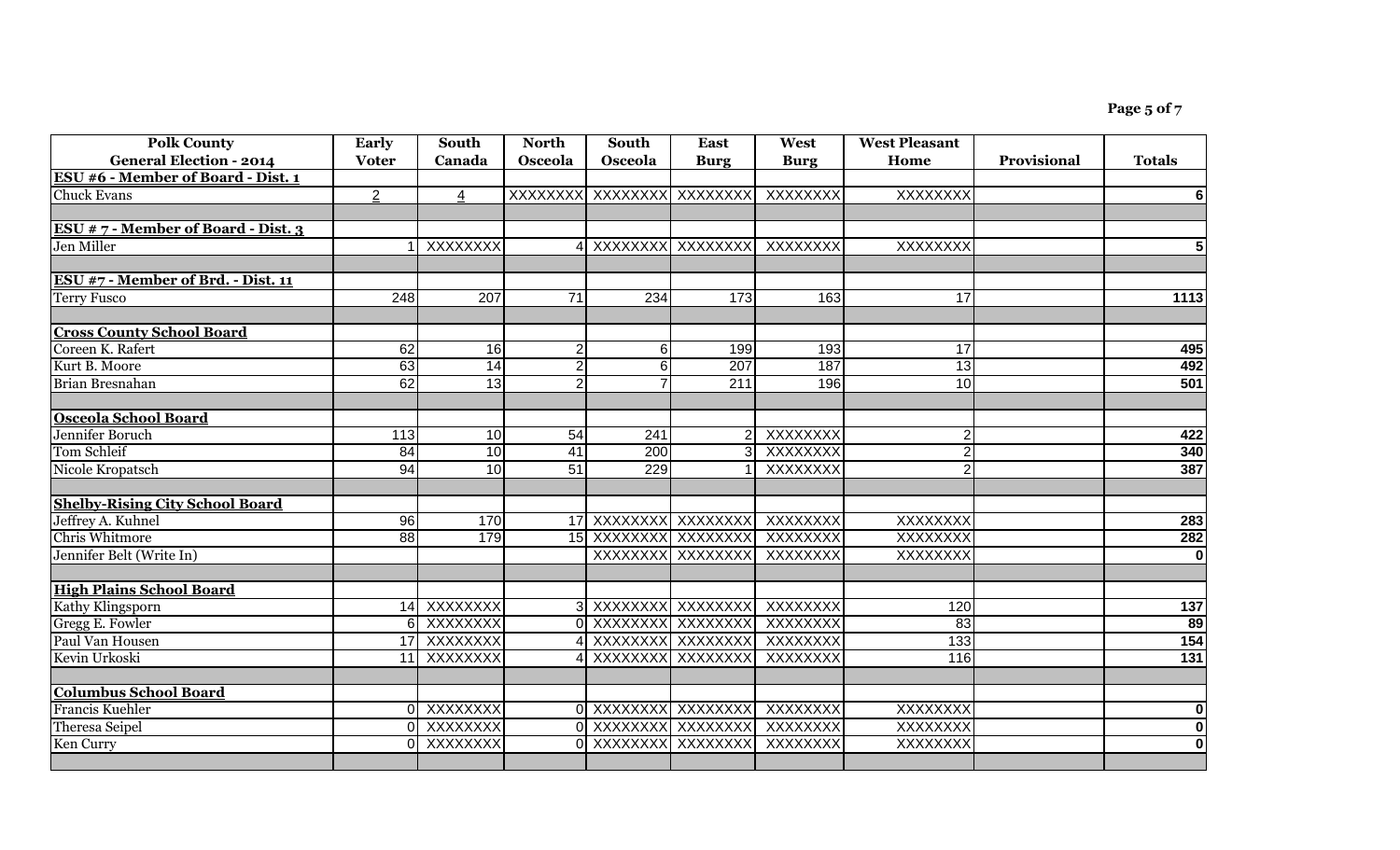| Polk County General Election - 2014 | Early Voter | South Canada | North Osceola | South Osceola | East Burg | West Burg | West Pleasant Home | Provisional | Totals |
|---|---|---|---|---|---|---|---|---|---|
| **ESU #6 - Member of Board - Dist. 1** | | | | | | | | | |
| Chuck Evans | 2 | 4 | XXXXXXXX | XXXXXXXX | XXXXXXXX | XXXXXXXX | XXXXXXXX | | 6 |
| | | | | | | | | | |
| **ESU # 7 - Member of Board - Dist. 3** | | | | | | | | | |
| Jen Miller | 1 | XXXXXXXX | 4 | XXXXXXXX | XXXXXXXX | XXXXXXXX | XXXXXXXX | | 5 |
| | | | | | | | | | |
| **ESU #7 - Member of Brd. - Dist. 11** | | | | | | | | | |
| Terry Fusco | 248 | 207 | 71 | 234 | 173 | 163 | 17 | | 1113 |
| | | | | | | | | | |
| **Cross County School Board** | | | | | | | | | |
| Coreen K. Rafert | 62 | 16 | 2 | 6 | 199 | 193 | 17 | | 495 |
| Kurt B. Moore | 63 | 14 | 2 | 6 | 207 | 187 | 13 | | 492 |
| Brian Bresnahan | 62 | 13 | 2 | 7 | 211 | 196 | 10 | | 501 |
| | | | | | | | | | |
| **Osceola School Board** | | | | | | | | | |
| Jennifer Boruch | 113 | 10 | 54 | 241 | 2 | XXXXXXXX | 2 | | 422 |
| Tom Schleif | 84 | 10 | 41 | 200 | 3 | XXXXXXXX | 2 | | 340 |
| Nicole Kropatsch | 94 | 10 | 51 | 229 | 1 | XXXXXXXX | 2 | | 387 |
| | | | | | | | | | |
| **Shelby-Rising City School Board** | | | | | | | | | |
| Jeffrey A. Kuhnel | 96 | 170 | 17 | XXXXXXXX | XXXXXXXX | XXXXXXXX | XXXXXXXX | | 283 |
| Chris Whitmore | 88 | 179 | 15 | XXXXXXXX | XXXXXXXX | XXXXXXXX | XXXXXXXX | | 282 |
| Jennifer Belt (Write In) | | | | XXXXXXXX | XXXXXXXX | XXXXXXXX | XXXXXXXX | | 0 |
| | | | | | | | | | |
| **High Plains School Board** | | | | | | | | | |
| Kathy Klingsporn | 14 | XXXXXXXX | 3 | XXXXXXXX | XXXXXXXX | XXXXXXXX | 120 | | 137 |
| Gregg E. Fowler | 6 | XXXXXXXX | 0 | XXXXXXXX | XXXXXXXX | XXXXXXXX | 83 | | 89 |
| Paul Van Housen | 17 | XXXXXXXX | 4 | XXXXXXXX | XXXXXXXX | XXXXXXXX | 133 | | 154 |
| Kevin Urkoski | 11 | XXXXXXXX | 4 | XXXXXXXX | XXXXXXXX | XXXXXXXX | 116 | | 131 |
| | | | | | | | | | |
| **Columbus School Board** | | | | | | | | | |
| Francis Kuehler | 0 | XXXXXXXX | 0 | XXXXXXXX | XXXXXXXX | XXXXXXXX | XXXXXXXX | | 0 |
| Theresa Seipel | 0 | XXXXXXXX | 0 | XXXXXXXX | XXXXXXXX | XXXXXXXX | XXXXXXXX | | 0 |
| Ken Curry | 0 | XXXXXXXX | 0 | XXXXXXXX | XXXXXXXX | XXXXXXXX | XXXXXXXX | | 0 |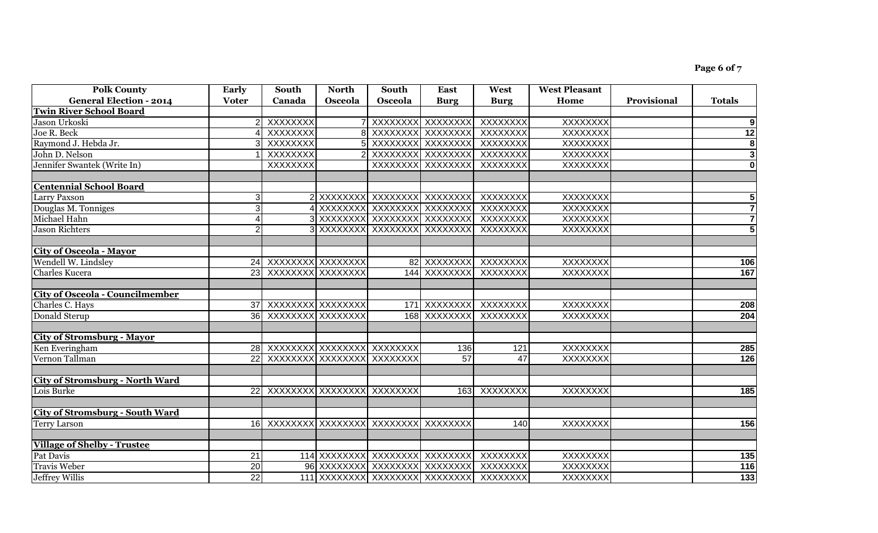| Polk County General Election - 2014 | Early Voter | South Canada | North Osceola | South Osceola | East Burg | West Burg | West Pleasant Home | Provisional | Totals |
|---|---|---|---|---|---|---|---|---|---|
| **Twin River School Board** | | | | | | | | | |
| Jason Urkoski | 2 | XXXXXXXX | 7 | XXXXXXXX | XXXXXXXX | XXXXXXXX | XXXXXXXX | | 9 |
| Joe R. Beck | 4 | XXXXXXXX | 8 | XXXXXXXX | XXXXXXXX | XXXXXXXX | XXXXXXXX | | 12 |
| Raymond J. Hebda Jr. | 3 | XXXXXXXX | 5 | XXXXXXXX | XXXXXXXX | XXXXXXXX | XXXXXXXX | | 8 |
| John D. Nelson | 1 | XXXXXXXX | 2 | XXXXXXXX | XXXXXXXX | XXXXXXXX | XXXXXXXX | | 3 |
| Jennifer Swantek (Write In) | | XXXXXXXX | | XXXXXXXX | XXXXXXXX | XXXXXXXX | XXXXXXXX | | 0 |
| | | | | | | | | | |
| **Centennial School Board** | | | | | | | | | |
| Larry Paxson | 3 | 2 | XXXXXXXX | XXXXXXXX | XXXXXXXX | XXXXXXXX | XXXXXXXX | | 5 |
| Douglas M. Tonniges | 3 | 4 | XXXXXXXX | XXXXXXXX | XXXXXXXX | XXXXXXXX | XXXXXXXX | | 7 |
| Michael Hahn | 4 | 3 | XXXXXXXX | XXXXXXXX | XXXXXXXX | XXXXXXXX | XXXXXXXX | | 7 |
| Jason Richters | 2 | 3 | XXXXXXXX | XXXXXXXX | XXXXXXXX | XXXXXXXX | XXXXXXXX | | 5 |
| | | | | | | | | | |
| **City of Osceola - Mayor** | | | | | | | | | |
| Wendell W. Lindsley | 24 | XXXXXXXX | XXXXXXXX | 82 | XXXXXXXX | XXXXXXXX | XXXXXXXX | | 106 |
| Charles Kucera | 23 | XXXXXXXX | XXXXXXXX | 144 | XXXXXXXX | XXXXXXXX | XXXXXXXX | | 167 |
| | | | | | | | | | |
| **City of Osceola - Councilmember** | | | | | | | | | |
| Charles C. Hays | 37 | XXXXXXXX | XXXXXXXX | 171 | XXXXXXXX | XXXXXXXX | XXXXXXXX | | 208 |
| Donald Sterup | 36 | XXXXXXXX | XXXXXXXX | 168 | XXXXXXXX | XXXXXXXX | XXXXXXXX | | 204 |
| | | | | | | | | | |
| **City of Stromsburg - Mayor** | | | | | | | | | |
| Ken Everingham | 28 | XXXXXXXX | XXXXXXXX | XXXXXXXX | 136 | 121 | XXXXXXXX | | 285 |
| Vernon Tallman | 22 | XXXXXXXX | XXXXXXXX | XXXXXXXX | 57 | 47 | XXXXXXXX | | 126 |
| | | | | | | | | | |
| **City of Stromsburg - North Ward** | | | | | | | | | |
| Lois Burke | 22 | XXXXXXXX | XXXXXXXX | XXXXXXXX | 163 | XXXXXXXX | XXXXXXXX | | 185 |
| | | | | | | | | | |
| **City of Stromsburg - South Ward** | | | | | | | | | |
| Terry Larson | 16 | XXXXXXXX | XXXXXXXX | XXXXXXXX | XXXXXXXX | 140 | XXXXXXXX | | 156 |
| | | | | | | | | | |
| **Village of Shelby - Trustee** | | | | | | | | | |
| Pat Davis | 21 | 114 | XXXXXXXX | XXXXXXXX | XXXXXXXX | XXXXXXXX | XXXXXXXX | | 135 |
| Travis Weber | 20 | 96 | XXXXXXXX | XXXXXXXX | XXXXXXXX | XXXXXXXX | XXXXXXXX | | 116 |
| Jeffrey Willis | 22 | 111 | XXXXXXXX | XXXXXXXX | XXXXXXXX | XXXXXXXX | XXXXXXXX | | 133 |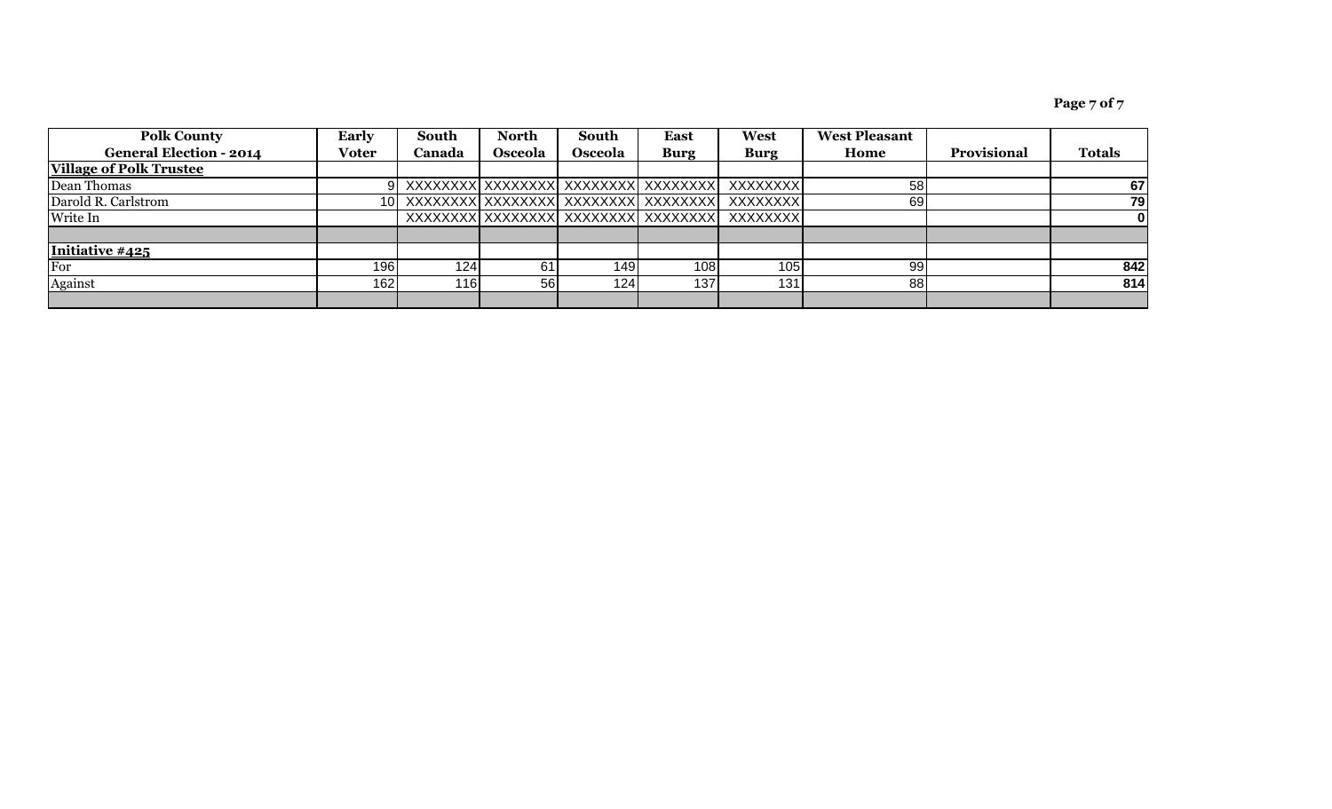| Polk County<br>General Election - 2014 | Early Voter | South Canada | North Osceola | South Osceola | East Burg | West Burg | West Pleasant Home | Provisional | Totals |
|---|---|---|---|---|---|---|---|---|---|
| **Village of Polk Trustee** | | | | | | | | | |
| Dean Thomas | 9 | XXXXXXXX | XXXXXXXX | XXXXXXXX | XXXXXXXX | XXXXXXXX | 58 | | **67** |
| Darold R. Carlstrom | 10 | XXXXXXXX | XXXXXXXX | XXXXXXXX | XXXXXXXX | XXXXXXXX | 69 | | **79** |
| Write In | | XXXXXXXX | XXXXXXXX | XXXXXXXX | XXXXXXXX | XXXXXXXX | | | **0** |
| | | | | | | | | | |
| **Initiative #425** | | | | | | | | | |
| For | 196 | 124 | 61 | 149 | 108 | 105 | 99 | | **842** |
| Against | 162 | 116 | 56 | 124 | 137 | 131 | 88 | | **814** |
| | | | | | | | | | |